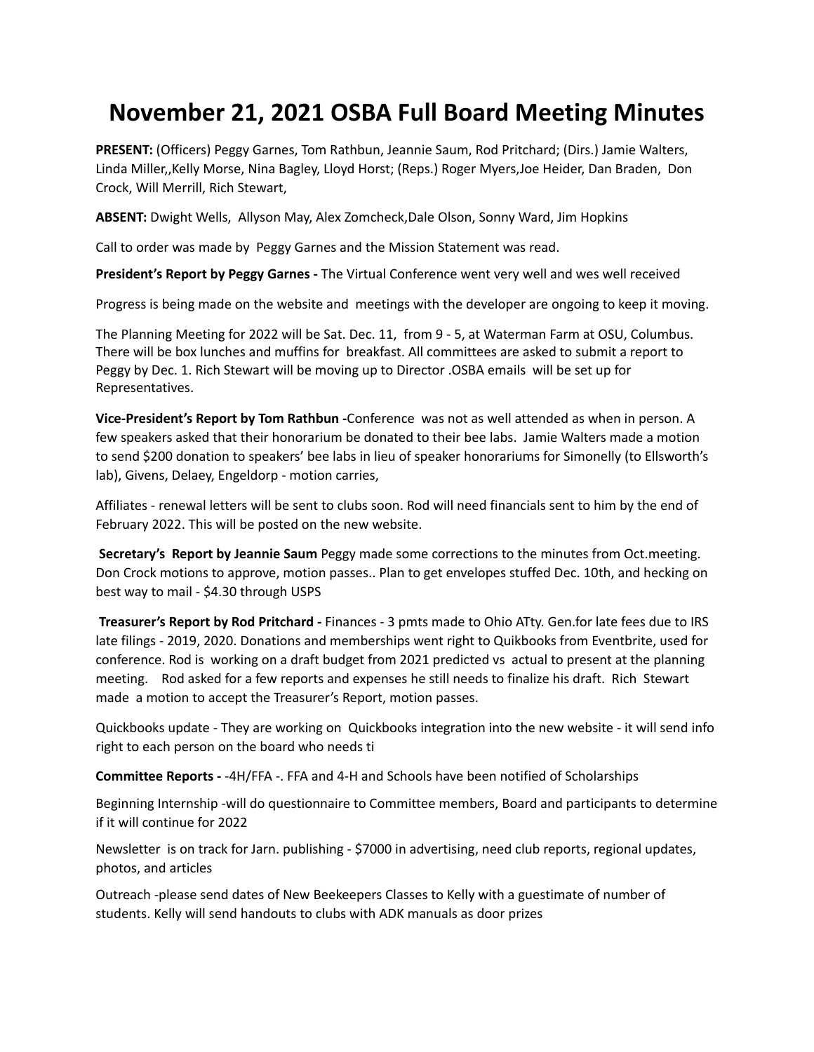# November 21, 2021 OSBA Full Board Meeting Minutes

**PRESENT:** (Officers) Peggy Garnes, Tom Rathbun, Jeannie Saum, Rod Pritchard; (Dirs.) Jamie Walters, Linda Miller,,Kelly Morse, Nina Bagley, Lloyd Horst; (Reps.) Roger Myers,Joe Heider, Dan Braden, Don Crock, Will Merrill, Rich Stewart,

**ABSENT:** Dwight Wells, Allyson May, Alex Zomcheck,Dale Olson, Sonny Ward, Jim Hopkins

Call to order was made by Peggy Garnes and the Mission Statement was read.

**President's Report by Peggy Garnes -** The Virtual Conference went very well and wes well received

Progress is being made on the website and meetings with the developer are ongoing to keep it moving.

The Planning Meeting for 2022 will be Sat. Dec. 11, from 9 - 5, at Waterman Farm at OSU, Columbus. There will be box lunches and muffins for breakfast. All committees are asked to submit a report to Peggy by Dec. 1. Rich Stewart will be moving up to Director .OSBA emails will be set up for Representatives.

**Vice-President's Report by Tom Rathbun -**Conference was not as well attended as when in person. A few speakers asked that their honorarium be donated to their bee labs. Jamie Walters made a motion to send $200 donation to speakers' bee labs in lieu of speaker honorariums for Simonelly (to Ellsworth's lab), Givens, Delaey, Engeldorp - motion carries,

Affiliates - renewal letters will be sent to clubs soon. Rod will need financials sent to him by the end of February 2022. This will be posted on the new website.

**Secretary's Report by Jeannie Saum** Peggy made some corrections to the minutes from Oct.meeting. Don Crock motions to approve, motion passes.. Plan to get envelopes stuffed Dec. 10th, and hecking on best way to mail - $4.30 through USPS

**Treasurer's Report by Rod Pritchard -** Finances - 3 pmts made to Ohio ATty. Gen.for late fees due to IRS late filings - 2019, 2020. Donations and memberships went right to Quikbooks from Eventbrite, used for conference. Rod is working on a draft budget from 2021 predicted vs actual to present at the planning meeting. Rod asked for a few reports and expenses he still needs to finalize his draft. Rich Stewart made a motion to accept the Treasurer's Report, motion passes.

Quickbooks update - They are working on Quickbooks integration into the new website - it will send info right to each person on the board who needs ti

**Committee Reports -** -4H/FFA -. FFA and 4-H and Schools have been notified of Scholarships

Beginning Internship -will do questionnaire to Committee members, Board and participants to determine if it will continue for 2022

Newsletter is on track for Jarn. publishing - $7000 in advertising, need club reports, regional updates, photos, and articles

Outreach -please send dates of New Beekeepers Classes to Kelly with a guestimate of number of students. Kelly will send handouts to clubs with ADK manuals as door prizes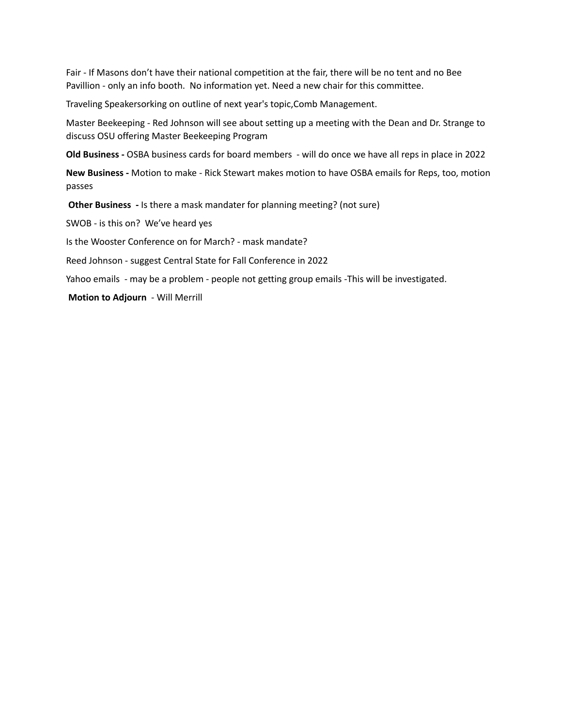Fair - If Masons don't have their national competition at the fair, there will be no tent and no Bee Pavillion - only an info booth. No information yet. Need a new chair for this committee.

Traveling Speakersorking on outline of next year's topic,Comb Management.

Master Beekeeping - Red Johnson will see about setting up a meeting with the Dean and Dr. Strange to discuss OSU offering Master Beekeeping Program

**Old Business -** OSBA business cards for board members - will do once we have all reps in place in 2022

**New Business -** Motion to make - Rick Stewart makes motion to have OSBA emails for Reps, too, motion passes

**Other Business -** Is there a mask mandater for planning meeting? (not sure)

SWOB - is this on? We've heard yes

Is the Wooster Conference on for March? - mask mandate?

Reed Johnson - suggest Central State for Fall Conference in 2022

Yahoo emails - may be a problem - people not getting group emails -This will be investigated.

**Motion to Adjourn** - Will Merrill